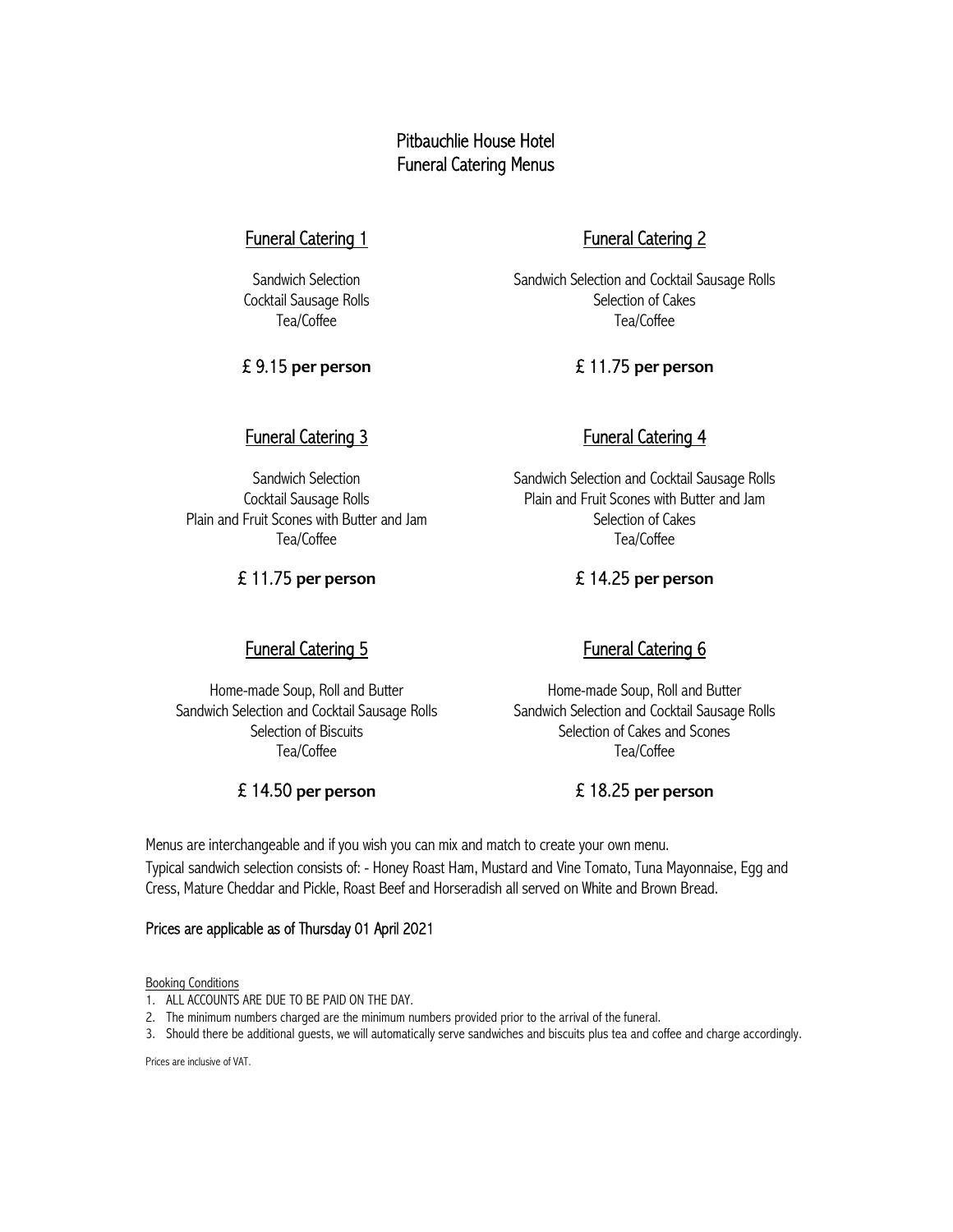# Pitbauchlie House Hotel
# Funeral Catering Menus

## Funeral Catering 1

Sandwich Selection
Cocktail Sausage Rolls
Tea/Coffee

**£ 9.15 per person**

## Funeral Catering 2

Sandwich Selection and Cocktail Sausage Rolls
Selection of Cakes
Tea/Coffee

**£ 11.75 per person**

## Funeral Catering 3

Sandwich Selection
Cocktail Sausage Rolls
Plain and Fruit Scones with Butter and Jam
Tea/Coffee

**£ 11.75 per person**

## Funeral Catering 4

Sandwich Selection and Cocktail Sausage Rolls
Plain and Fruit Scones with Butter and Jam
Selection of Cakes
Tea/Coffee

**£ 14.25 per person**

## Funeral Catering 5

Home-made Soup, Roll and Butter
Sandwich Selection and Cocktail Sausage Rolls
Selection of Biscuits
Tea/Coffee

**£ 14.50 per person**

## Funeral Catering 6

Home-made Soup, Roll and Butter
Sandwich Selection and Cocktail Sausage Rolls
Selection of Cakes and Scones
Tea/Coffee

**£ 18.25 per person**

Menus are interchangeable and if you wish you can mix and match to create your own menu.

Typical sandwich selection consists of: - Honey Roast Ham, Mustard and Vine Tomato, Tuna Mayonnaise, Egg and Cress, Mature Cheddar and Pickle, Roast Beef and Horseradish all served on White and Brown Bread.

**Prices are applicable as of Thursday 01 April 2021**

Booking Conditions

1. ALL ACCOUNTS ARE DUE TO BE PAID ON THE DAY.
2. The minimum numbers charged are the minimum numbers provided prior to the arrival of the funeral.
3. Should there be additional guests, we will automatically serve sandwiches and biscuits plus tea and coffee and charge accordingly.

Prices are inclusive of VAT.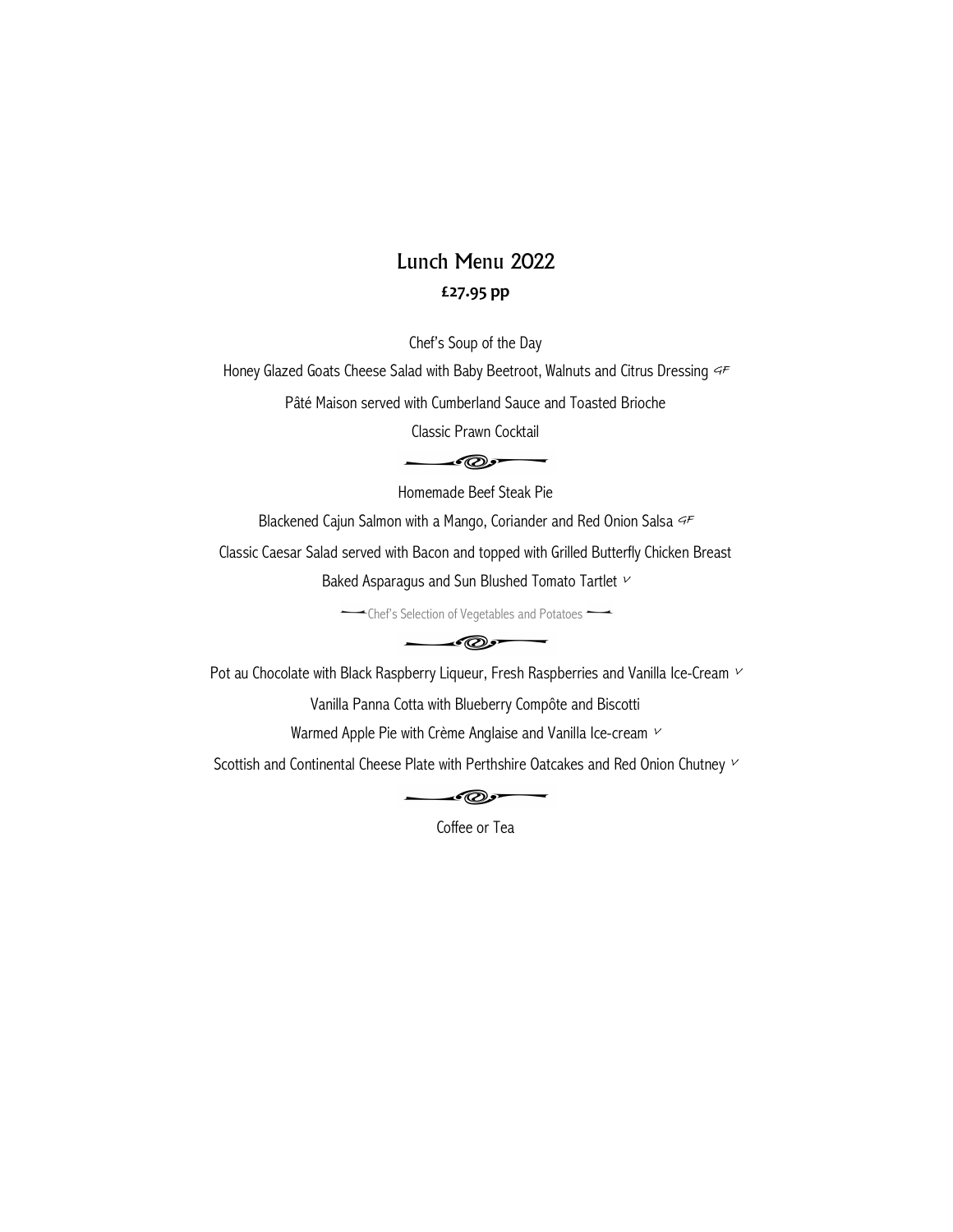# Lunch Menu 2022

**£27.95 pp**

Chef's Soup of the Day

Honey Glazed Goats Cheese Salad with Baby Beetroot, Walnuts and Citrus Dressing GF

Pâté Maison served with Cumberland Sauce and Toasted Brioche

Classic Prawn Cocktail

Homemade Beef Steak Pie

Blackened Cajun Salmon with a Mango, Coriander and Red Onion Salsa GF

Classic Caesar Salad served with Bacon and topped with Grilled Butterfly Chicken Breast

Baked Asparagus and Sun Blushed Tomato Tartlet V

Chef's Selection of Vegetables and Potatoes

Pot au Chocolate with Black Raspberry Liqueur, Fresh Raspberries and Vanilla Ice-Cream V

Vanilla Panna Cotta with Blueberry Compôte and Biscotti

Warmed Apple Pie with Crème Anglaise and Vanilla Ice-cream V

Scottish and Continental Cheese Plate with Perthshire Oatcakes and Red Onion Chutney V

Coffee or Tea